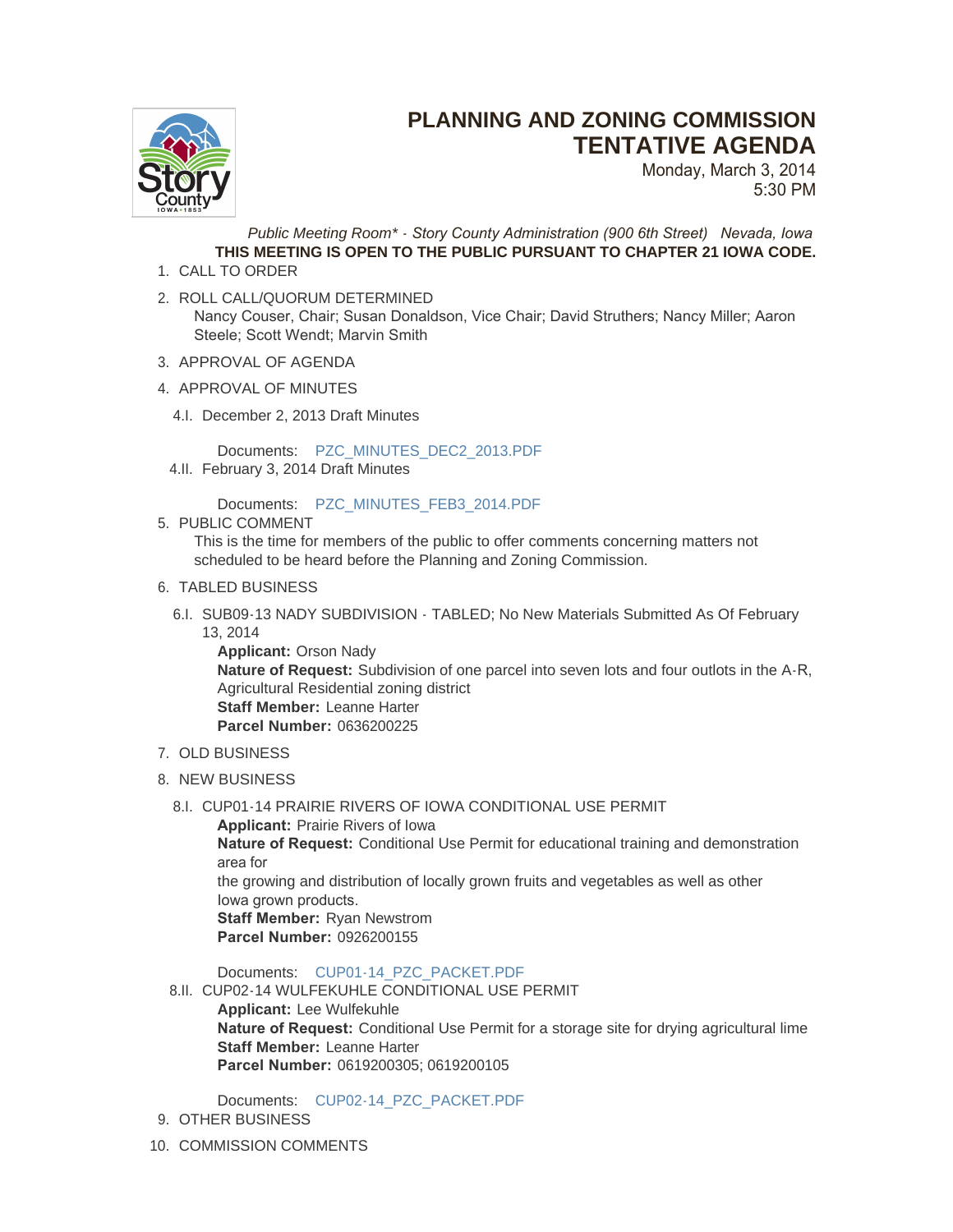# PLANNING AND ZONING COMMISSION TENTATIVE AGENDA

Monday, March 3, 2014
5:30 PM

*Public Meeting Room\* - Story County Administration (900 6th Street) Nevada, Iowa*

**THIS MEETING IS OPEN TO THE PUBLIC PURSUANT TO CHAPTER 21 IOWA CODE.**

1. CALL TO ORDER
2. ROLL CALL/QUORUM DETERMINED
   Nancy Couser, Chair; Susan Donaldson, Vice Chair; David Struthers; Nancy Miller; Aaron Steele; Scott Wendt; Marvin Smith
3. APPROVAL OF AGENDA
4. APPROVAL OF MINUTES
   - 4.I. December 2, 2013 Draft Minutes

     Documents: PZC_MINUTES_DEC2_2013.PDF
   - 4.II. February 3, 2014 Draft Minutes

     Documents: PZC_MINUTES_FEB3_2014.PDF
5. PUBLIC COMMENT
   This is the time for members of the public to offer comments concerning matters not scheduled to be heard before the Planning and Zoning Commission.
6. TABLED BUSINESS
   - 6.I. SUB09-13 NADY SUBDIVISION - TABLED; No New Materials Submitted As Of February 13, 2014

     **Applicant:** Orson Nady
     **Nature of Request:** Subdivision of one parcel into seven lots and four outlots in the A-R, Agricultural Residential zoning district
     **Staff Member:** Leanne Harter
     **Parcel Number:** 0636200225
7. OLD BUSINESS
8. NEW BUSINESS
   - 8.I. CUP01-14 PRAIRIE RIVERS OF IOWA CONDITIONAL USE PERMIT

     **Applicant:** Prairie Rivers of Iowa
     **Nature of Request:** Conditional Use Permit for educational training and demonstration area for
     the growing and distribution of locally grown fruits and vegetables as well as other Iowa grown products.
     **Staff Member:** Ryan Newstrom
     **Parcel Number:** 0926200155

     Documents: CUP01-14_PZC_PACKET.PDF
   - 8.II. CUP02-14 WULFEKUHLE CONDITIONAL USE PERMIT

     **Applicant:** Lee Wulfekuhle
     **Nature of Request:** Conditional Use Permit for a storage site for drying agricultural lime
     **Staff Member:** Leanne Harter
     **Parcel Number:** 0619200305; 0619200105

     Documents: CUP02-14_PZC_PACKET.PDF
9. OTHER BUSINESS
10. COMMISSION COMMENTS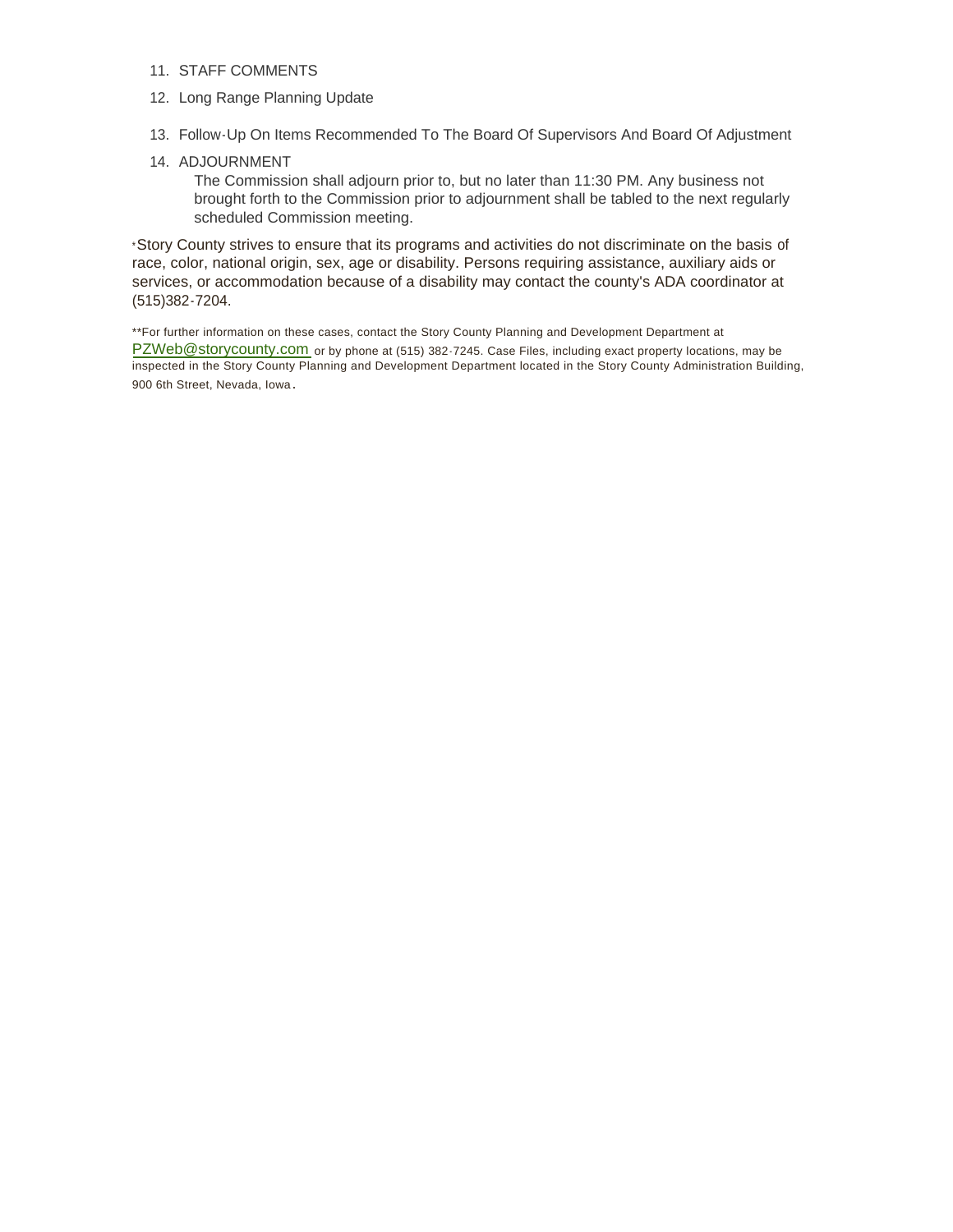11. STAFF COMMENTS

12. Long Range Planning Update

13. Follow-Up On Items Recommended To The Board Of Supervisors And Board Of Adjustment

14. ADJOURNMENT
    The Commission shall adjourn prior to, but no later than 11:30 PM. Any business not brought forth to the Commission prior to adjournment shall be tabled to the next regularly scheduled Commission meeting.

*Story County strives to ensure that its programs and activities do not discriminate on the basis of race, color, national origin, sex, age or disability. Persons requiring assistance, auxiliary aids or services, or accommodation because of a disability may contact the county's ADA coordinator at (515)382-7204.

**For further information on these cases, contact the Story County Planning and Development Department at PZWeb@storycounty.com or by phone at (515) 382-7245. Case Files, including exact property locations, may be inspected in the Story County Planning and Development Department located in the Story County Administration Building, 900 6th Street, Nevada, Iowa.